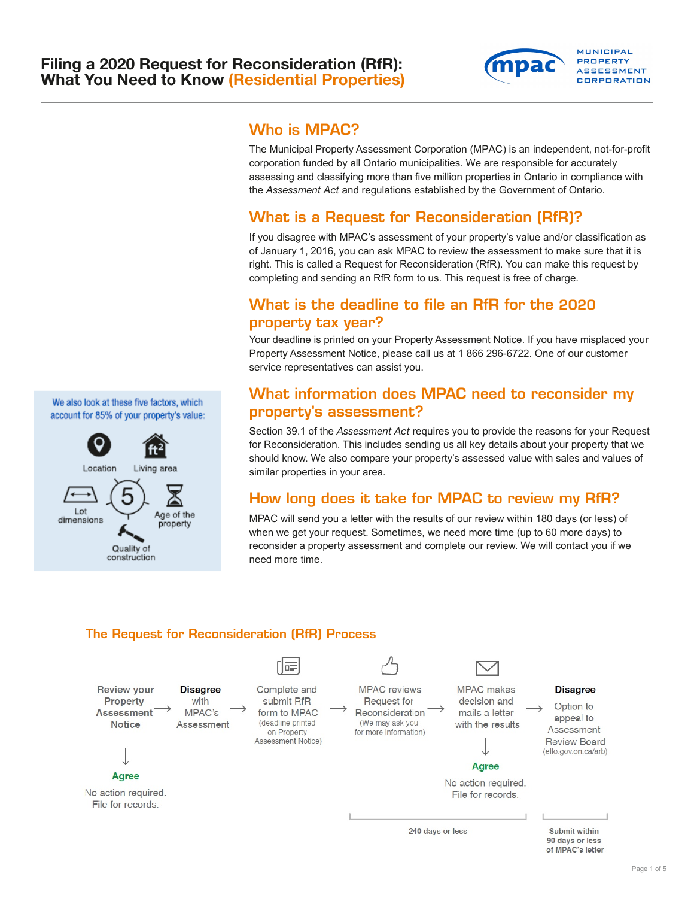# Filing a 2020 Request for Reconsideration (RfR): What You Need to Know (Residential Properties)

MUNICIPAL PROPERTY ASSESSMENT CORPORATION

## Who is MPAC?

The Municipal Property Assessment Corporation (MPAC) is an independent, not-for-profit corporation funded by all Ontario municipalities. We are responsible for accurately assessing and classifying more than five million properties in Ontario in compliance with the *Assessment Act* and regulations established by the Government of Ontario.

## What is a Request for Reconsideration (RfR)?

If you disagree with MPAC's assessment of your property's value and/or classification as of January 1, 2016, you can ask MPAC to review the assessment to make sure that it is right. This is called a Request for Reconsideration (RfR). You can make this request by completing and sending an RfR form to us. This request is free of charge.

## What is the deadline to file an RfR for the 2020 property tax year?

Your deadline is printed on your Property Assessment Notice. If you have misplaced your Property Assessment Notice, please call us at 1 866 296-6722. One of our customer service representatives can assist you.

## What information does MPAC need to reconsider my property's assessment?

Section 39.1 of the *Assessment Act* requires you to provide the reasons for your Request for Reconsideration. This includes sending us all key details about your property that we should know. We also compare your property's assessed value with sales and values of similar properties in your area.

We also look at these five factors, which account for 85% of your property's value:

- Location
- Living area
- Lot dimensions
- Age of the property
- Quality of construction

## How long does it take for MPAC to review my RfR?

MPAC will send you a letter with the results of our review within 180 days (or less) of when we get your request. Sometimes, we need more time (up to 60 more days) to reconsider a property assessment and complete our review. We will contact you if we need more time.

## The Request for Reconsideration (RfR) Process

1. Review your Property Assessment Notice
   - **Agree** – No action required. File for records.
2. **Disagree** with MPAC's Assessment
3. Complete and submit RfR form to MPAC (deadline printed on Property Assessment Notice)
4. MPAC reviews Request for Reconsideration (We may ask you for more information)
5. MPAC makes decision and mails a letter with the results
   - **Agree** – No action required. File for records.
6. **Disagree** – Option to appeal to Assessment Review Board (elto.gov.on.ca/arb)

**240 days or less** (MPAC review through decision letter)

**Submit within 90 days or less of MPAC's letter** (appeal to Assessment Review Board)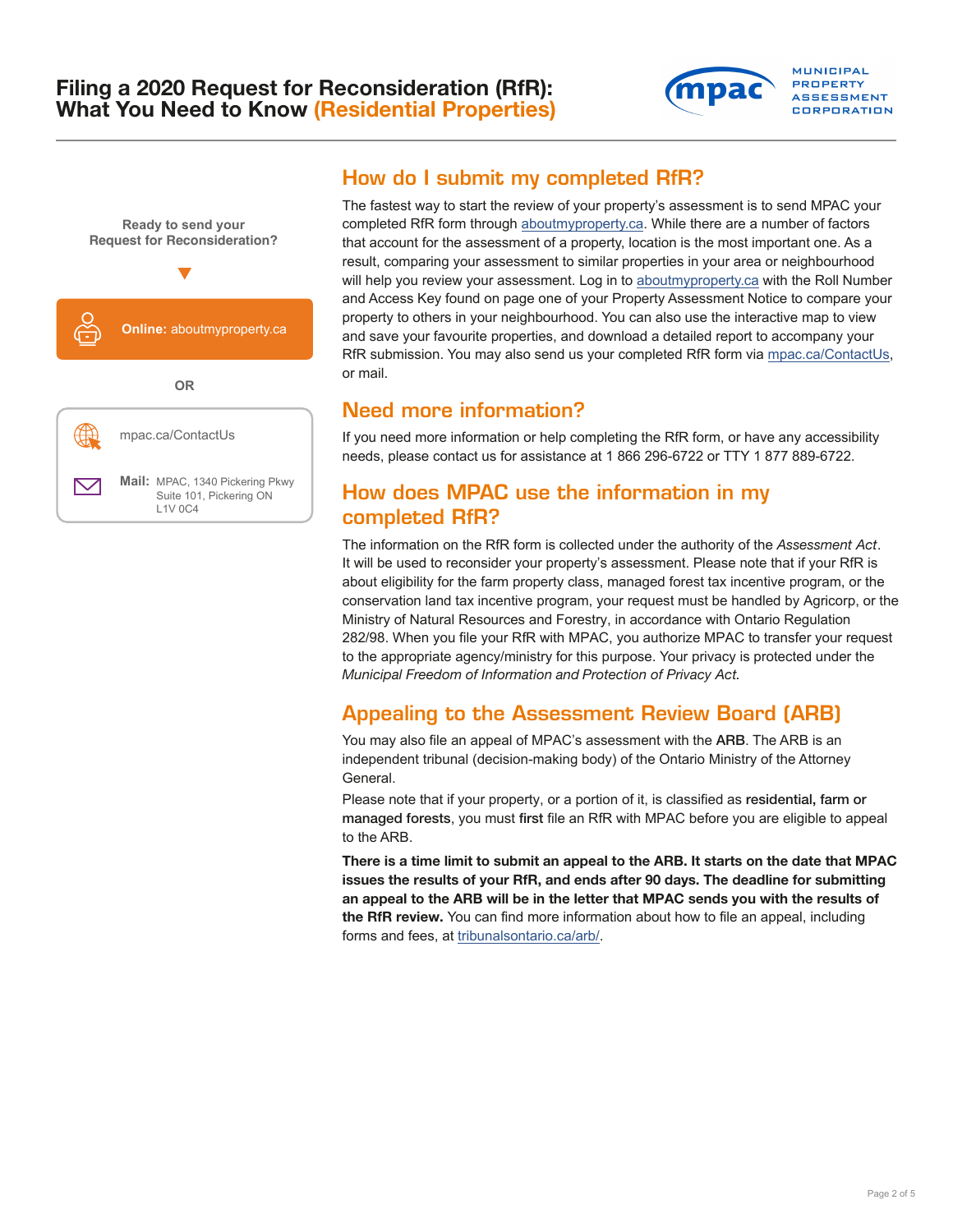# Filing a 2020 Request for Reconsideration (RfR): What You Need to Know (Residential Properties)

Ready to send your Request for Reconsideration?

**Online:** aboutmyproperty.ca

OR

mpac.ca/ContactUs

**Mail:** MPAC, 1340 Pickering Pkwy Suite 101, Pickering ON L1V 0C4

## How do I submit my completed RfR?

The fastest way to start the review of your property's assessment is to send MPAC your completed RfR form through aboutmyproperty.ca. While there are a number of factors that account for the assessment of a property, location is the most important one. As a result, comparing your assessment to similar properties in your area or neighbourhood will help you review your assessment. Log in to aboutmyproperty.ca with the Roll Number and Access Key found on page one of your Property Assessment Notice to compare your property to others in your neighbourhood. You can also use the interactive map to view and save your favourite properties, and download a detailed report to accompany your RfR submission. You may also send us your completed RfR form via mpac.ca/ContactUs, or mail.

## Need more information?

If you need more information or help completing the RfR form, or have any accessibility needs, please contact us for assistance at 1 866 296-6722 or TTY 1 877 889-6722.

## How does MPAC use the information in my completed RfR?

The information on the RfR form is collected under the authority of the *Assessment Act*. It will be used to reconsider your property's assessment. Please note that if your RfR is about eligibility for the farm property class, managed forest tax incentive program, or the conservation land tax incentive program, your request must be handled by Agricorp, or the Ministry of Natural Resources and Forestry, in accordance with Ontario Regulation 282/98. When you file your RfR with MPAC, you authorize MPAC to transfer your request to the appropriate agency/ministry for this purpose. Your privacy is protected under the *Municipal Freedom of Information and Protection of Privacy Act*.

## Appealing to the Assessment Review Board (ARB)

You may also file an appeal of MPAC's assessment with the **ARB**. The ARB is an independent tribunal (decision-making body) of the Ontario Ministry of the Attorney General.

Please note that if your property, or a portion of it, is classified as **residential, farm or managed forests**, you must **first** file an RfR with MPAC before you are eligible to appeal to the ARB.

**There is a time limit to submit an appeal to the ARB. It starts on the date that MPAC issues the results of your RfR, and ends after 90 days. The deadline for submitting an appeal to the ARB will be in the letter that MPAC sends you with the results of the RfR review.** You can find more information about how to file an appeal, including forms and fees, at tribunalsontario.ca/arb/.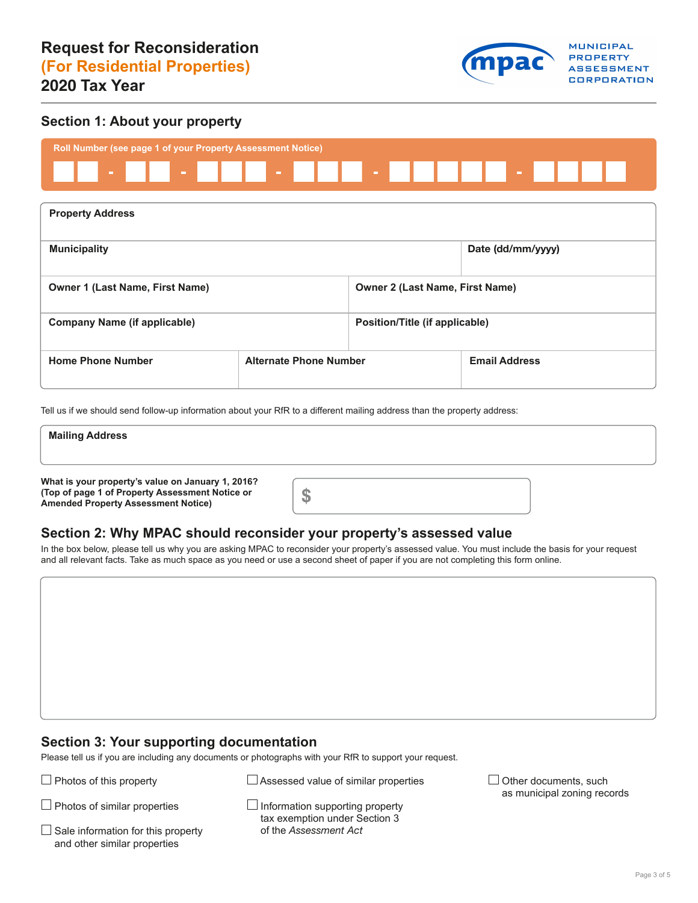# Request for Reconsideration
## (For Residential Properties)
## 2020 Tax Year

MUNICIPAL PROPERTY ASSESSMENT CORPORATION

## Section 1: About your property

**Roll Number (see page 1 of your Property Assessment Notice)**

☐☐ - ☐☐ - ☐☐☐ - ☐☐☐ - ☐☐☐☐☐ - ☐☐☐☐

| **Property Address** | | | |
|---|---|---|---|
| **Municipality** | | | **Date (dd/mm/yyyy)** |
| **Owner 1 (Last Name, First Name)** | | **Owner 2 (Last Name, First Name)** | |
| **Company Name (if applicable)** | | **Position/Title (if applicable)** | |
| **Home Phone Number** | **Alternate Phone Number** | | **Email Address** |

Tell us if we should send follow-up information about your RfR to a different mailing address than the property address:

**Mailing Address**

**What is your property's value on January 1, 2016? (Top of page 1 of Property Assessment Notice or Amended Property Assessment Notice)**

$

## Section 2: Why MPAC should reconsider your property's assessed value

In the box below, please tell us why you are asking MPAC to reconsider your property's assessed value. You must include the basis for your request and all relevant facts. Take as much space as you need or use a second sheet of paper if you are not completing this form online.

## Section 3: Your supporting documentation

Please tell us if you are including any documents or photographs with your RfR to support your request.

- ☐ Photos of this property
- ☐ Photos of similar properties
- ☐ Sale information for this property and other similar properties
- ☐ Assessed value of similar properties
- ☐ Information supporting property tax exemption under Section 3 of the *Assessment Act*
- ☐ Other documents, such as municipal zoning records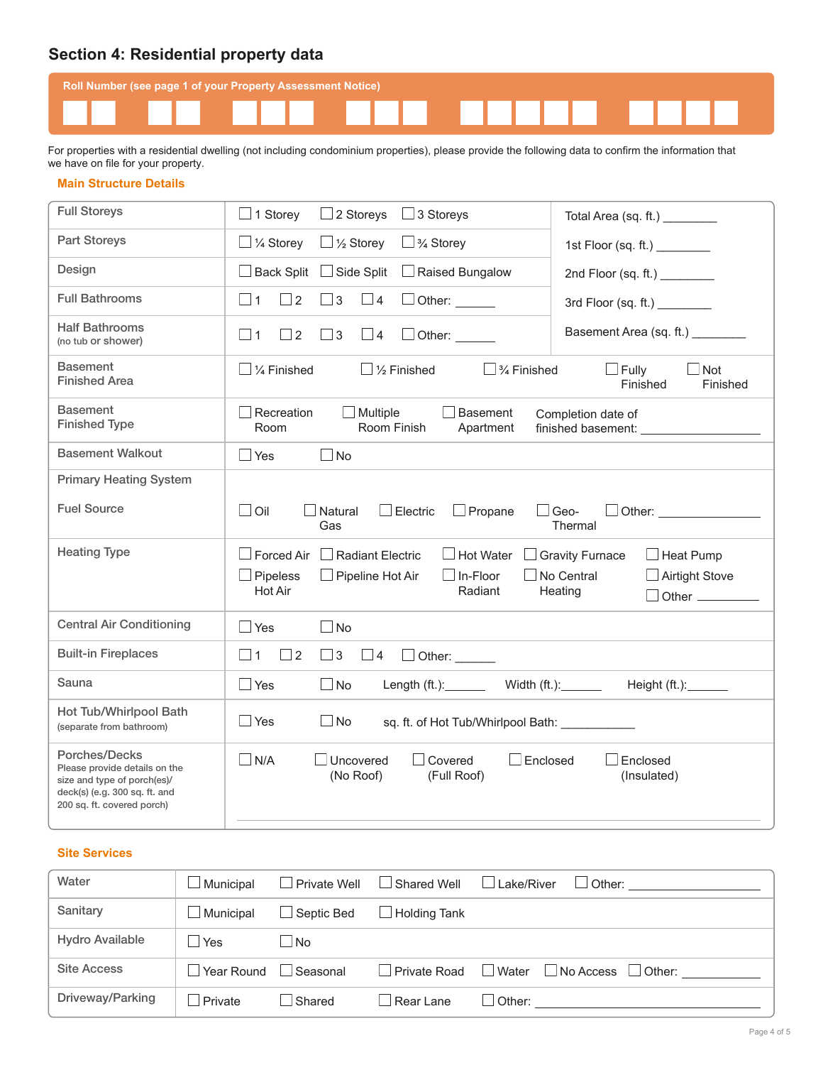## Section 4: Residential property data

**Roll Number (see page 1 of your Property Assessment Notice)**

| | | | | | | | | | | | | | | | | | | |
|---|---|---|---|---|---|---|---|---|---|---|---|---|---|---|---|---|---|---|
| ☐ | ☐ | ☐ | ☐ | ☐ | ☐ | ☐ | ☐ | ☐ | ☐ | ☐ | ☐ | ☐ | ☐ | ☐ | ☐ | ☐ | ☐ | ☐ |

For properties with a residential dwelling (not including condominium properties), please provide the following data to confirm the information that we have on file for your property.

### Main Structure Details

| | | |
|---|---|---|
| Full Storeys | ☐ 1 Storey ☐ 2 Storeys ☐ 3 Storeys | Total Area (sq. ft.) ________ |
| Part Storeys | ☐ ¼ Storey ☐ ½ Storey ☐ ¾ Storey | 1st Floor (sq. ft.) ________ |
| Design | ☐ Back Split ☐ Side Split ☐ Raised Bungalow | 2nd Floor (sq. ft.) ________ |
| Full Bathrooms | ☐ 1 ☐ 2 ☐ 3 ☐ 4 ☐ Other: ______ | 3rd Floor (sq. ft.) ________ |
| Half Bathrooms (no tub or shower) | ☐ 1 ☐ 2 ☐ 3 ☐ 4 ☐ Other: ______ | Basement Area (sq. ft.) ________ |

| | |
|---|---|
| Basement Finished Area | ☐ ¼ Finished ☐ ½ Finished ☐ ¾ Finished ☐ Fully Finished ☐ Not Finished |
| Basement Finished Type | ☐ Recreation Room ☐ Multiple Room Finish ☐ Basement Apartment Completion date of finished basement: ________________ |
| Basement Walkout | ☐ Yes ☐ No |
| Primary Heating System | |
| Fuel Source | ☐ Oil ☐ Natural Gas ☐ Electric ☐ Propane ☐ Geo-Thermal ☐ Other: ______________ |
| Heating Type | ☐ Forced Air ☐ Radiant Electric ☐ Hot Water ☐ Gravity Furnace ☐ Heat Pump ☐ Pipeless Hot Air ☐ Pipeline Hot Air ☐ In-Floor Radiant ☐ No Central Heating ☐ Airtight Stove ☐ Other __________ |
| Central Air Conditioning | ☐ Yes ☐ No |
| Built-in Fireplaces | ☐ 1 ☐ 2 ☐ 3 ☐ 4 ☐ Other: ______ |
| Sauna | ☐ Yes ☐ No Length (ft.):______ Width (ft.):______ Height (ft.):______ |
| Hot Tub/Whirlpool Bath (separate from bathroom) | ☐ Yes ☐ No sq. ft. of Hot Tub/Whirlpool Bath: ___________ |
| Porches/Decks Please provide details on the size and type of porch(es)/ deck(s) (e.g. 300 sq. ft. and 200 sq. ft. covered porch) | ☐ N/A ☐ Uncovered (No Roof) ☐ Covered (Full Roof) ☐ Enclosed ☐ Enclosed (Insulated) ________________________________________ |

### Site Services

| | |
|---|---|
| Water | ☐ Municipal ☐ Private Well ☐ Shared Well ☐ Lake/River ☐ Other: ________________ |
| Sanitary | ☐ Municipal ☐ Septic Bed ☐ Holding Tank |
| Hydro Available | ☐ Yes ☐ No |
| Site Access | ☐ Year Round ☐ Seasonal ☐ Private Road ☐ Water ☐ No Access ☐ Other: __________ |
| Driveway/Parking | ☐ Private ☐ Shared ☐ Rear Lane ☐ Other: ______________________________ |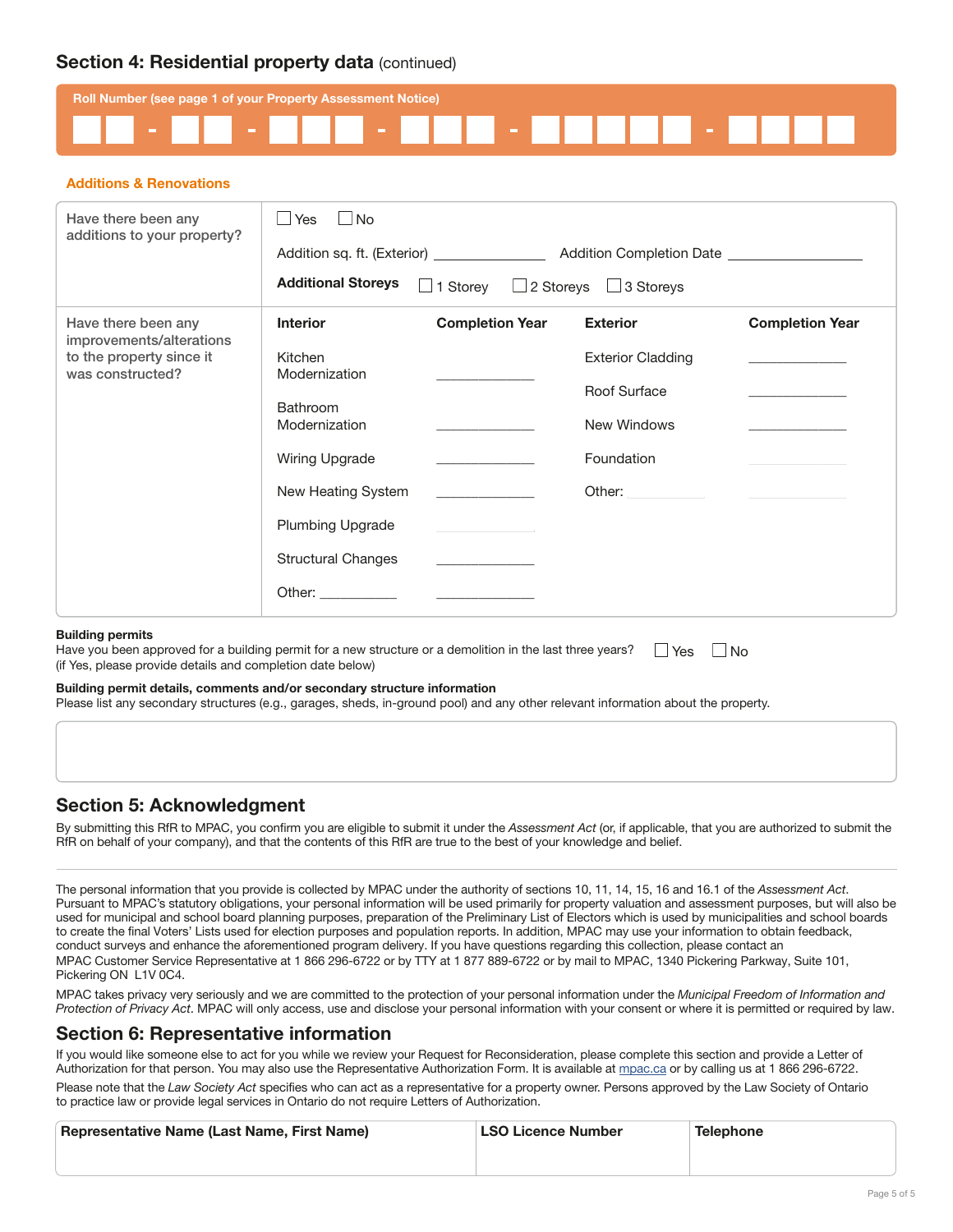## Section 4: Residential property data (continued)

**Roll Number (see page 1 of your Property Assessment Notice)**

☐☐ - ☐☐ - ☐☐☐ - ☐☐☐ - ☐☐☐☐☐ - ☐☐☐☐

### Additions & Renovations

**Have there been any additions to your property?**

☐ Yes ☐ No

Addition sq. ft. (Exterior) ______________ Addition Completion Date ________________

**Additional Storeys** ☐ 1 Storey ☐ 2 Storeys ☐ 3 Storeys

**Have there been any improvements/alterations to the property since it was constructed?**

| Interior | Completion Year | Exterior | Completion Year |
|---|---|---|---|
| Kitchen Modernization | ____________ | Exterior Cladding | ____________ |
| Bathroom Modernization | ____________ | Roof Surface | ____________ |
| Wiring Upgrade | ____________ | New Windows | ____________ |
| New Heating System | ____________ | Foundation | ____________ |
| Plumbing Upgrade | ____________ | Other: __________ | ____________ |
| Structural Changes | ____________ | | |
| Other: __________ | ____________ | | |

**Building permits**

Have you been approved for a building permit for a new structure or a demolition in the last three years? ☐ Yes ☐ No
(if Yes, please provide details and completion date below)

**Building permit details, comments and/or secondary structure information**

Please list any secondary structures (e.g., garages, sheds, in-ground pool) and any other relevant information about the property.

## Section 5: Acknowledgment

By submitting this RfR to MPAC, you confirm you are eligible to submit it under the *Assessment Act* (or, if applicable, that you are authorized to submit the RfR on behalf of your company), and that the contents of this RfR are true to the best of your knowledge and belief.

The personal information that you provide is collected by MPAC under the authority of sections 10, 11, 14, 15, 16 and 16.1 of the *Assessment Act*. Pursuant to MPAC's statutory obligations, your personal information will be used primarily for property valuation and assessment purposes, but will also be used for municipal and school board planning purposes, preparation of the Preliminary List of Electors which is used by municipalities and school boards to create the final Voters' Lists used for election purposes and population reports. In addition, MPAC may use your information to obtain feedback, conduct surveys and enhance the aforementioned program delivery. If you have questions regarding this collection, please contact an MPAC Customer Service Representative at 1 866 296-6722 or by TTY at 1 877 889-6722 or by mail to MPAC, 1340 Pickering Parkway, Suite 101, Pickering ON L1V 0C4.

MPAC takes privacy very seriously and we are committed to the protection of your personal information under the *Municipal Freedom of Information and Protection of Privacy Act*. MPAC will only access, use and disclose your personal information with your consent or where it is permitted or required by law.

## Section 6: Representative information

If you would like someone else to act for you while we review your Request for Reconsideration, please complete this section and provide a Letter of Authorization for that person. You may also use the Representative Authorization Form. It is available at mpac.ca or by calling us at 1 866 296-6722.

Please note that the *Law Society Act* specifies who can act as a representative for a property owner. Persons approved by the Law Society of Ontario to practice law or provide legal services in Ontario do not require Letters of Authorization.

| Representative Name (Last Name, First Name) | LSO Licence Number | Telephone |
|---|---|---|
| | | |